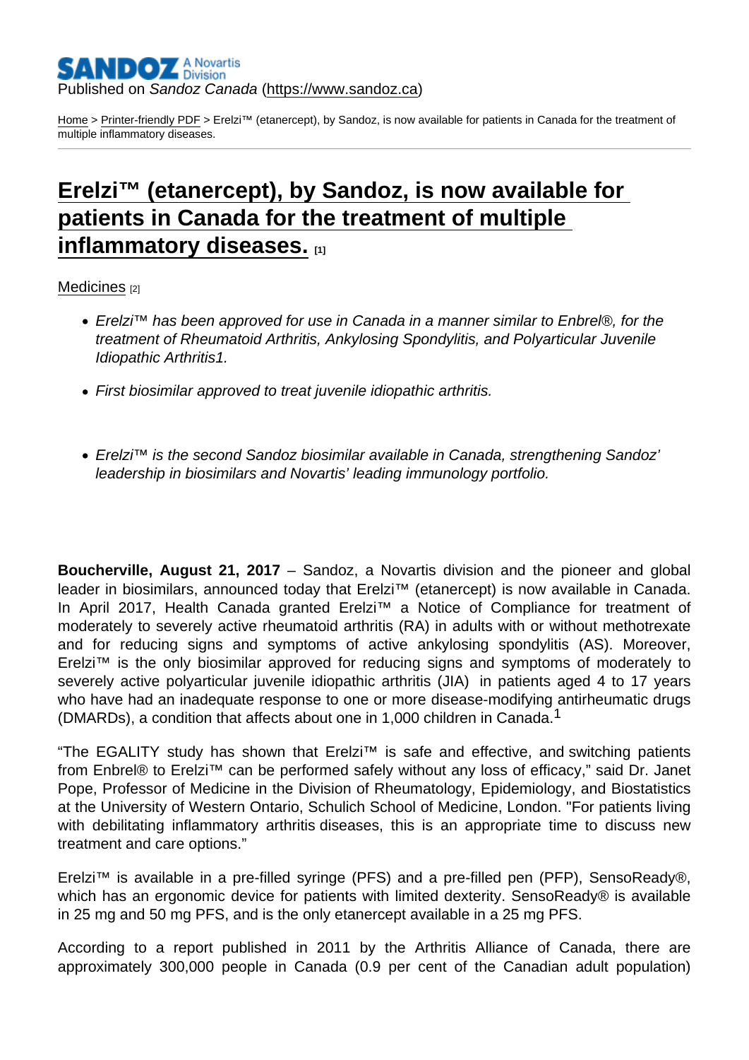Published on *Sandoz Canada* (https://www.sandoz.ca)

Home > Printer-friendly PDF > Erelzi™ (etanercept), by Sandoz, is now available for patients in Canada for the treatment of multiple inflammatory diseases.

# Erelzi™ (etanercept), by Sandoz, is now available for patients in Canada for the treatment of multiple inflammatory diseases. [1]

Medicines [2]

- *Erelzi™ has been approved for use in Canada in a manner similar to Enbrel®, for the treatment of Rheumatoid Arthritis, Ankylosing Spondylitis, and Polyarticular Juvenile Idiopathic Arthritis1.*
- *First biosimilar approved to treat juvenile idiopathic arthritis.*
- *Erelzi™ is the second Sandoz biosimilar available in Canada, strengthening Sandoz' leadership in biosimilars and Novartis' leading immunology portfolio.*

**Boucherville, August 21, 2017** – Sandoz, a Novartis division and the pioneer and global leader in biosimilars, announced today that Erelzi™ (etanercept) is now available in Canada. In April 2017, Health Canada granted Erelzi™ a Notice of Compliance for treatment of moderately to severely active rheumatoid arthritis (RA) in adults with or without methotrexate and for reducing signs and symptoms of active ankylosing spondylitis (AS). Moreover, Erelzi™ is the only biosimilar approved for reducing signs and symptoms of moderately to severely active polyarticular juvenile idiopathic arthritis (JIA) in patients aged 4 to 17 years who have had an inadequate response to one or more disease-modifying antirheumatic drugs (DMARDs), a condition that affects about one in 1,000 children in Canada.[1]

"The EGALITY study has shown that Erelzi™ is safe and effective, and switching patients from Enbrel® to Erelzi™ can be performed safely without any loss of efficacy," said Dr. Janet Pope, Professor of Medicine in the Division of Rheumatology, Epidemiology, and Biostatistics at the University of Western Ontario, Schulich School of Medicine, London. "For patients living with debilitating inflammatory arthritis diseases, this is an appropriate time to discuss new treatment and care options."

Erelzi™ is available in a pre-filled syringe (PFS) and a pre-filled pen (PFP), SensoReady®, which has an ergonomic device for patients with limited dexterity. SensoReady® is available in 25 mg and 50 mg PFS, and is the only etanercept available in a 25 mg PFS.

According to a report published in 2011 by the Arthritis Alliance of Canada, there are approximately 300,000 people in Canada (0.9 per cent of the Canadian adult population)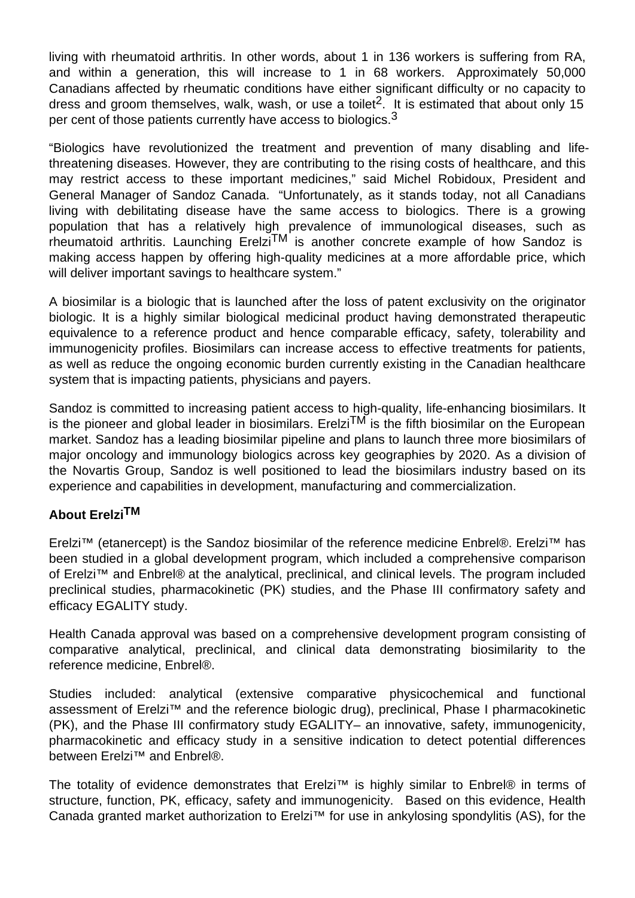living with rheumatoid arthritis. In other words, about 1 in 136 workers is suffering from RA, and within a generation, this will increase to 1 in 68 workers. Approximately 50,000 Canadians affected by rheumatic conditions have either significant difficulty or no capacity to dress and groom themselves, walk, wash, or use a toilet[2]. It is estimated that about only 15 per cent of those patients currently have access to biologics.[3]

"Biologics have revolutionized the treatment and prevention of many disabling and life-threatening diseases. However, they are contributing to the rising costs of healthcare, and this may restrict access to these important medicines," said Michel Robidoux, President and General Manager of Sandoz Canada. "Unfortunately, as it stands today, not all Canadians living with debilitating disease have the same access to biologics. There is a growing population that has a relatively high prevalence of immunological diseases, such as rheumatoid arthritis. Launching Erelzi™ is another concrete example of how Sandoz is making access happen by offering high-quality medicines at a more affordable price, which will deliver important savings to healthcare system."

A biosimilar is a biologic that is launched after the loss of patent exclusivity on the originator biologic. It is a highly similar biological medicinal product having demonstrated therapeutic equivalence to a reference product and hence comparable efficacy, safety, tolerability and immunogenicity profiles. Biosimilars can increase access to effective treatments for patients, as well as reduce the ongoing economic burden currently existing in the Canadian healthcare system that is impacting patients, physicians and payers.

Sandoz is committed to increasing patient access to high-quality, life-enhancing biosimilars. It is the pioneer and global leader in biosimilars. Erelzi™ is the fifth biosimilar on the European market. Sandoz has a leading biosimilar pipeline and plans to launch three more biosimilars of major oncology and immunology biologics across key geographies by 2020. As a division of the Novartis Group, Sandoz is well positioned to lead the biosimilars industry based on its experience and capabilities in development, manufacturing and commercialization.

**About Erelzi™**

Erelzi™ (etanercept) is the Sandoz biosimilar of the reference medicine Enbrel®. Erelzi™ has been studied in a global development program, which included a comprehensive comparison of Erelzi™ and Enbrel® at the analytical, preclinical, and clinical levels. The program included preclinical studies, pharmacokinetic (PK) studies, and the Phase III confirmatory safety and efficacy EGALITY study.

Health Canada approval was based on a comprehensive development program consisting of comparative analytical, preclinical, and clinical data demonstrating biosimilarity to the reference medicine, Enbrel®.

Studies included: analytical (extensive comparative physicochemical and functional assessment of Erelzi™ and the reference biologic drug), preclinical, Phase I pharmacokinetic (PK), and the Phase III confirmatory study EGALITY– an innovative, safety, immunogenicity, pharmacokinetic and efficacy study in a sensitive indication to detect potential differences between Erelzi™ and Enbrel®.

The totality of evidence demonstrates that Erelzi™ is highly similar to Enbrel® in terms of structure, function, PK, efficacy, safety and immunogenicity. Based on this evidence, Health Canada granted market authorization to Erelzi™ for use in ankylosing spondylitis (AS), for the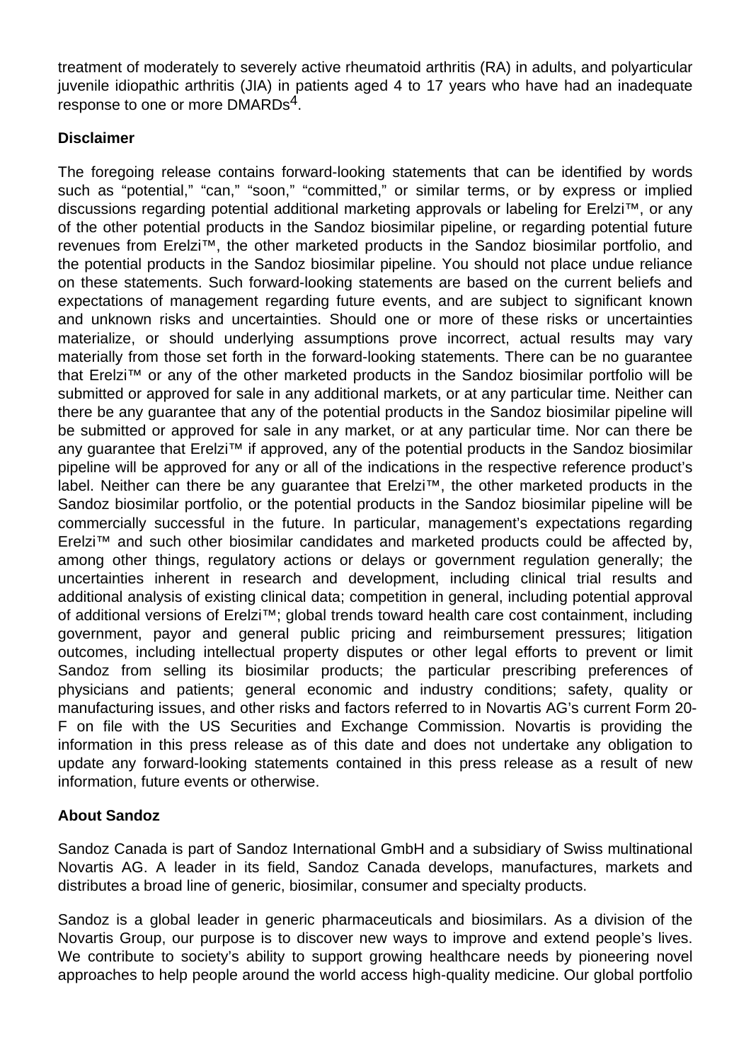treatment of moderately to severely active rheumatoid arthritis (RA) in adults, and polyarticular juvenile idiopathic arthritis (JIA) in patients aged 4 to 17 years who have had an inadequate response to one or more DMARDs[4].

**Disclaimer**

The foregoing release contains forward-looking statements that can be identified by words such as “potential,” “can,” “soon,” “committed,” or similar terms, or by express or implied discussions regarding potential additional marketing approvals or labeling for Erelzi™, or any of the other potential products in the Sandoz biosimilar pipeline, or regarding potential future revenues from Erelzi™, the other marketed products in the Sandoz biosimilar portfolio, and the potential products in the Sandoz biosimilar pipeline. You should not place undue reliance on these statements. Such forward-looking statements are based on the current beliefs and expectations of management regarding future events, and are subject to significant known and unknown risks and uncertainties. Should one or more of these risks or uncertainties materialize, or should underlying assumptions prove incorrect, actual results may vary materially from those set forth in the forward-looking statements. There can be no guarantee that Erelzi™ or any of the other marketed products in the Sandoz biosimilar portfolio will be submitted or approved for sale in any additional markets, or at any particular time. Neither can there be any guarantee that any of the potential products in the Sandoz biosimilar pipeline will be submitted or approved for sale in any market, or at any particular time. Nor can there be any guarantee that Erelzi™ if approved, any of the potential products in the Sandoz biosimilar pipeline will be approved for any or all of the indications in the respective reference product’s label. Neither can there be any guarantee that Erelzi™, the other marketed products in the Sandoz biosimilar portfolio, or the potential products in the Sandoz biosimilar pipeline will be commercially successful in the future. In particular, management’s expectations regarding Erelzi™ and such other biosimilar candidates and marketed products could be affected by, among other things, regulatory actions or delays or government regulation generally; the uncertainties inherent in research and development, including clinical trial results and additional analysis of existing clinical data; competition in general, including potential approval of additional versions of Erelzi™; global trends toward health care cost containment, including government, payor and general public pricing and reimbursement pressures; litigation outcomes, including intellectual property disputes or other legal efforts to prevent or limit Sandoz from selling its biosimilar products; the particular prescribing preferences of physicians and patients; general economic and industry conditions; safety, quality or manufacturing issues, and other risks and factors referred to in Novartis AG’s current Form 20-F on file with the US Securities and Exchange Commission. Novartis is providing the information in this press release as of this date and does not undertake any obligation to update any forward-looking statements contained in this press release as a result of new information, future events or otherwise.

**About Sandoz**

Sandoz Canada is part of Sandoz International GmbH and a subsidiary of Swiss multinational Novartis AG. A leader in its field, Sandoz Canada develops, manufactures, markets and distributes a broad line of generic, biosimilar, consumer and specialty products.

Sandoz is a global leader in generic pharmaceuticals and biosimilars. As a division of the Novartis Group, our purpose is to discover new ways to improve and extend people’s lives. We contribute to society’s ability to support growing healthcare needs by pioneering novel approaches to help people around the world access high-quality medicine. Our global portfolio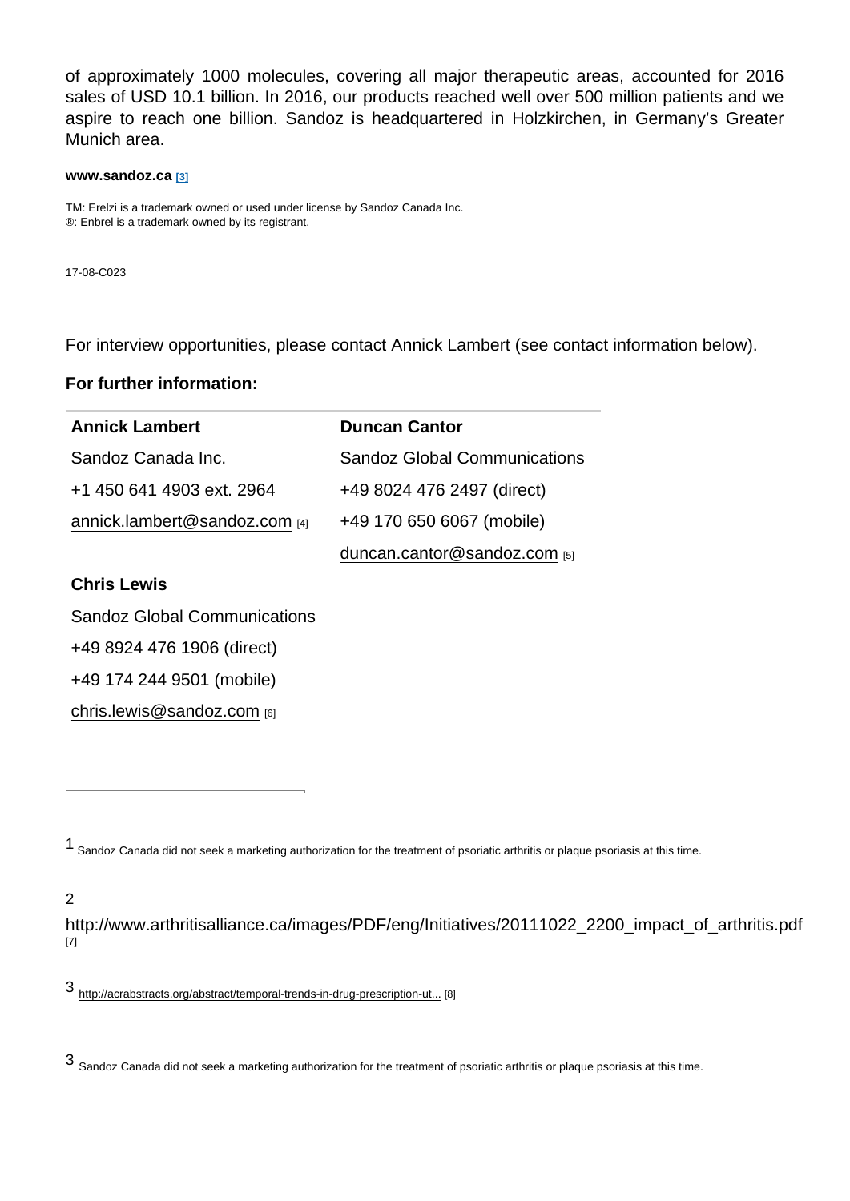of approximately 1000 molecules, covering all major therapeutic areas, accounted for 2016 sales of USD 10.1 billion. In 2016, our products reached well over 500 million patients and we aspire to reach one billion. Sandoz is headquartered in Holzkirchen, in Germany's Greater Munich area.

**www.sandoz.ca** [3]

TM: Erelzi is a trademark owned or used under license by Sandoz Canada Inc.
®: Enbrel is a trademark owned by its registrant.

17-08-C023

For interview opportunities, please contact Annick Lambert (see contact information below).

**For further information:**

| **Annick Lambert** | **Duncan Cantor** |
|---|---|
| Sandoz Canada Inc. | Sandoz Global Communications |
| +1 450 641 4903 ext. 2964 | +49 8024 476 2497 (direct) |
| annick.lambert@sandoz.com [4] | +49 170 650 6067 (mobile) |
| | duncan.cantor@sandoz.com [5] |
| **Chris Lewis** | |
| Sandoz Global Communications | |
| +49 8924 476 1906 (direct) | |
| +49 174 244 9501 (mobile) | |
| chris.lewis@sandoz.com [6] | |

---

1 Sandoz Canada did not seek a marketing authorization for the treatment of psoriatic arthritis or plaque psoriasis at this time.

2 http://www.arthritisalliance.ca/images/PDF/eng/Initiatives/20111022_2200_impact_of_arthritis.pdf [7]

3 http://acrabstracts.org/abstract/temporal-trends-in-drug-prescription-ut... [8]

3 Sandoz Canada did not seek a marketing authorization for the treatment of psoriatic arthritis or plaque psoriasis at this time.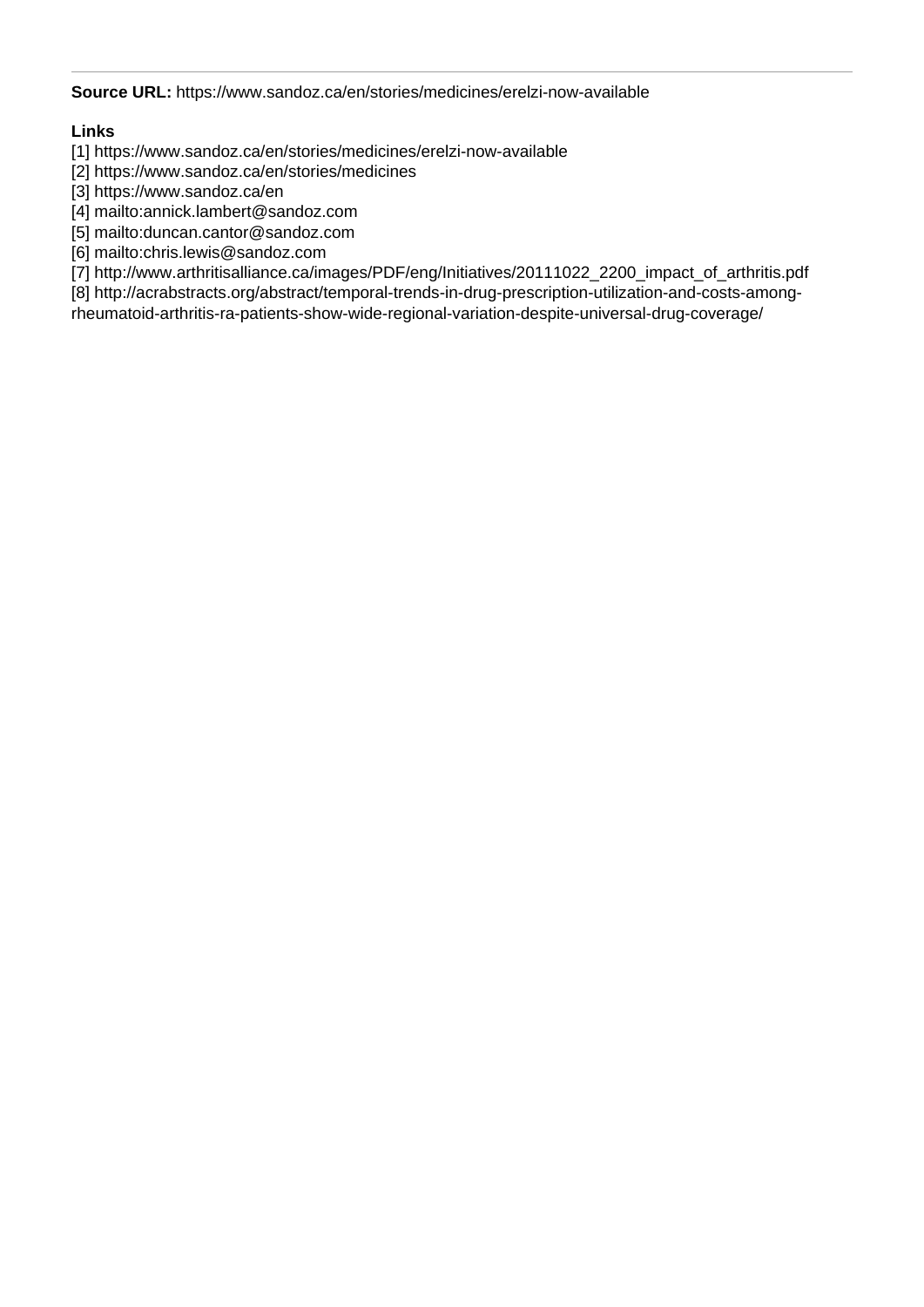**Source URL:** https://www.sandoz.ca/en/stories/medicines/erelzi-now-available

**Links**

[1] https://www.sandoz.ca/en/stories/medicines/erelzi-now-available
[2] https://www.sandoz.ca/en/stories/medicines
[3] https://www.sandoz.ca/en
[4] mailto:annick.lambert@sandoz.com
[5] mailto:duncan.cantor@sandoz.com
[6] mailto:chris.lewis@sandoz.com
[7] http://www.arthritisalliance.ca/images/PDF/eng/Initiatives/20111022_2200_impact_of_arthritis.pdf
[8] http://acrabstracts.org/abstract/temporal-trends-in-drug-prescription-utilization-and-costs-among-rheumatoid-arthritis-ra-patients-show-wide-regional-variation-despite-universal-drug-coverage/